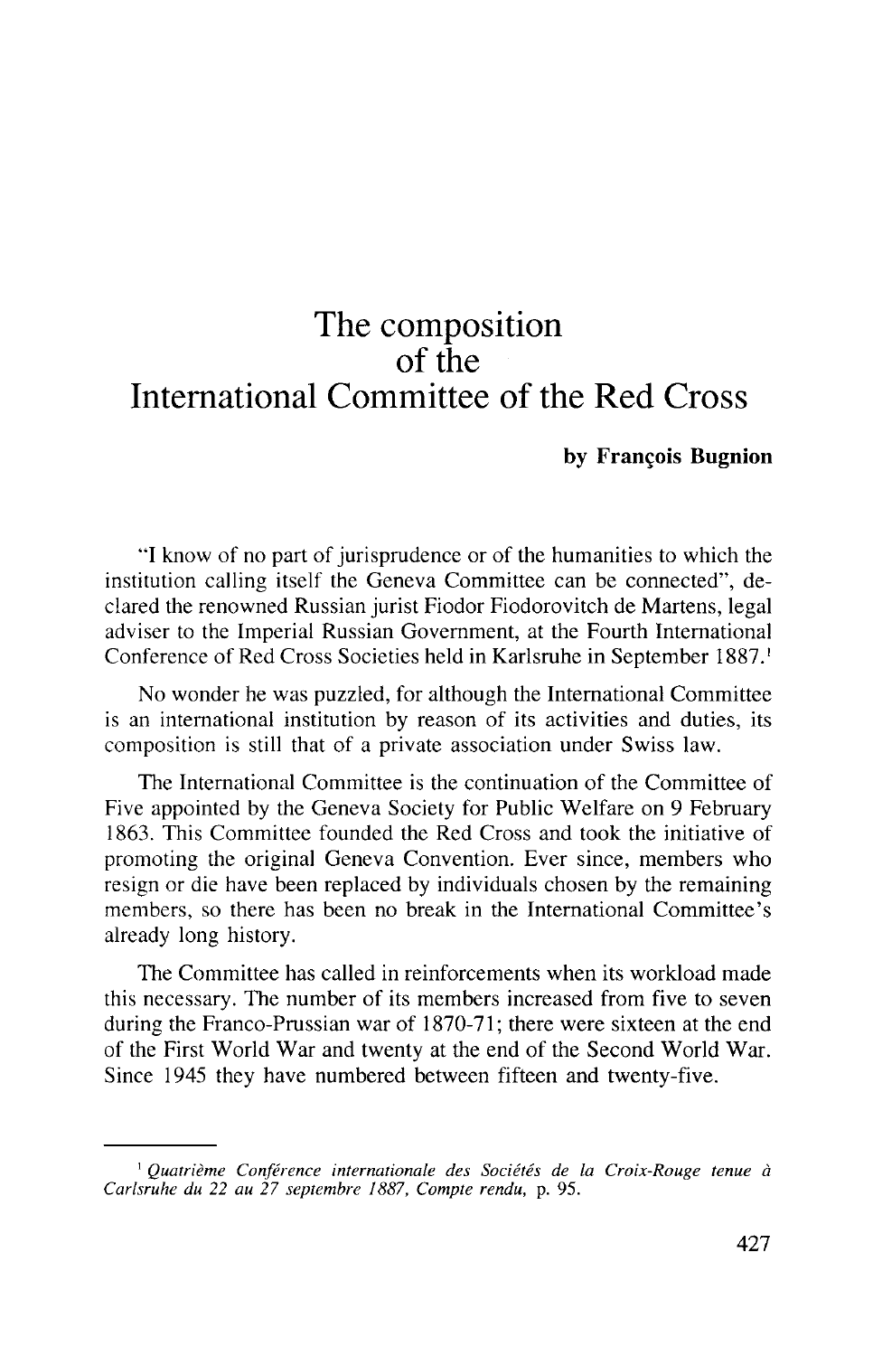# The composition of the International Committee of the Red Cross

**by François Bugnion**

"I know of no part of jurisprudence or of the humanities to which the institution calling itself the Geneva Committee can be connected", declared the renowned Russian jurist Fiodor Fiodorovitch de Martens, legal adviser to the Imperial Russian Government, at the Fourth International Conference of Red Cross Societies held in Karlsruhe in September 1887.[1]

No wonder he was puzzled, for although the International Committee is an international institution by reason of its activities and duties, its composition is still that of a private association under Swiss law.

The International Committee is the continuation of the Committee of Five appointed by the Geneva Society for Public Welfare on 9 February 1863. This Committee founded the Red Cross and took the initiative of promoting the original Geneva Convention. Ever since, members who resign or die have been replaced by individuals chosen by the remaining members, so there has been no break in the International Committee's already long history.

The Committee has called in reinforcements when its workload made this necessary. The number of its members increased from five to seven during the Franco-Prussian war of 1870-71; there were sixteen at the end of the First World War and twenty at the end of the Second World War. Since 1945 they have numbered between fifteen and twenty-five.

---

[1] *Quatrième Conférence internationale des Sociétés de la Croix-Rouge tenue à Carlsruhe du 22 au 27 septembre 1887, Compte rendu,* p. 95.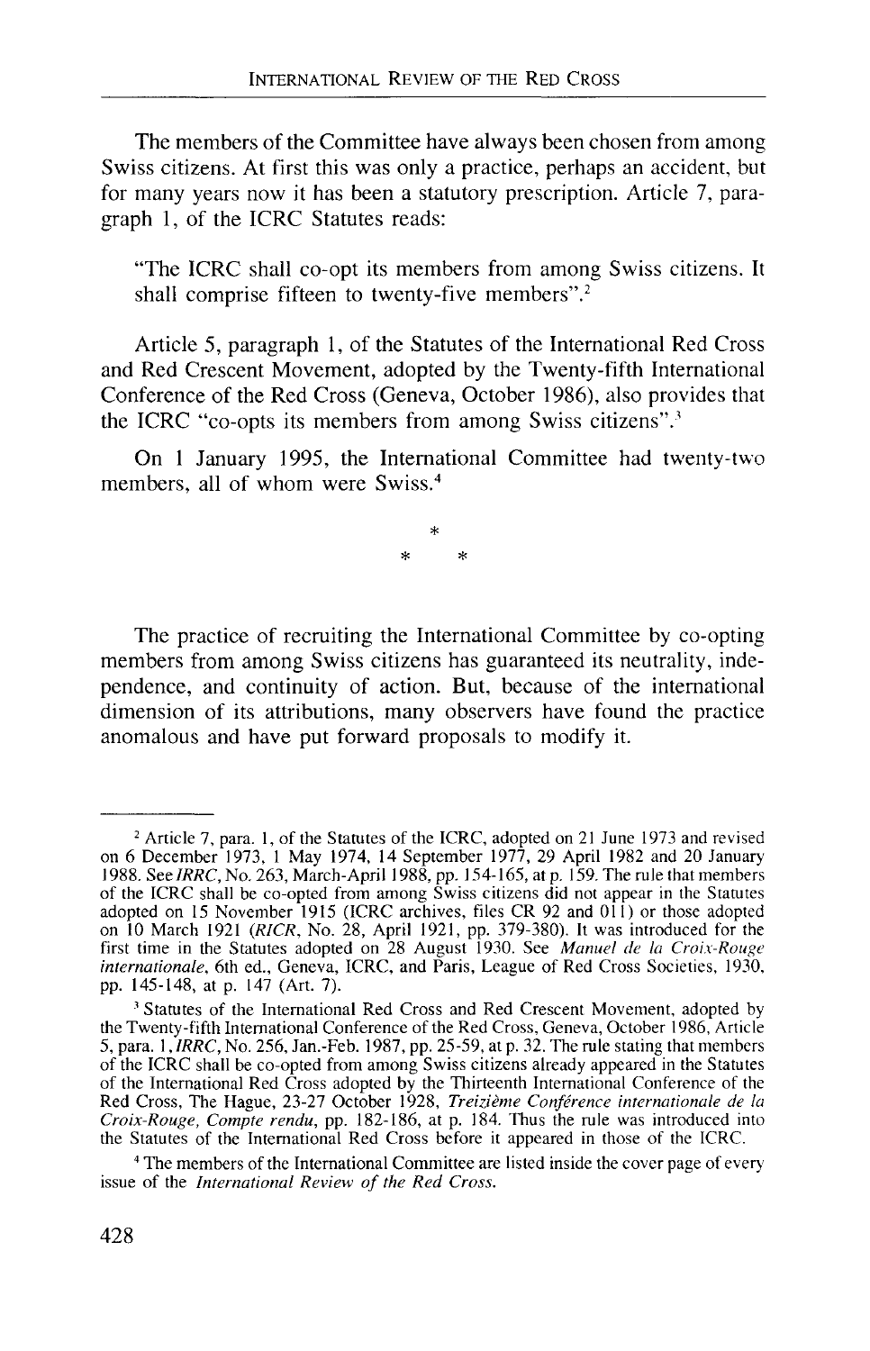The members of the Committee have always been chosen from among Swiss citizens. At first this was only a practice, perhaps an accident, but for many years now it has been a statutory prescription. Article 7, paragraph 1, of the ICRC Statutes reads:

> "The ICRC shall co-opt its members from among Swiss citizens. It shall comprise fifteen to twenty-five members".[2]

Article 5, paragraph 1, of the Statutes of the International Red Cross and Red Crescent Movement, adopted by the Twenty-fifth International Conference of the Red Cross (Geneva, October 1986), also provides that the ICRC "co-opts its members from among Swiss citizens".[3]

On 1 January 1995, the International Committee had twenty-two members, all of whom were Swiss.[4]

\*
\* \*

The practice of recruiting the International Committee by co-opting members from among Swiss citizens has guaranteed its neutrality, independence, and continuity of action. But, because of the international dimension of its attributions, many observers have found the practice anomalous and have put forward proposals to modify it.

---

[2] Article 7, para. 1, of the Statutes of the ICRC, adopted on 21 June 1973 and revised on 6 December 1973, 1 May 1974, 14 September 1977, 29 April 1982 and 20 January 1988. See *IRRC*, No. 263, March-April 1988, pp. 154-165, at p. 159. The rule that members of the ICRC shall be co-opted from among Swiss citizens did not appear in the Statutes adopted on 15 November 1915 (ICRC archives, files CR 92 and 011) or those adopted on 10 March 1921 (*RICR*, No. 28, April 1921, pp. 379-380). It was introduced for the first time in the Statutes adopted on 28 August 1930. See *Manuel de la Croix-Rouge internationale*, 6th ed., Geneva, ICRC, and Paris, League of Red Cross Societies, 1930, pp. 145-148, at p. 147 (Art. 7).

[3] Statutes of the International Red Cross and Red Crescent Movement, adopted by the Twenty-fifth International Conference of the Red Cross, Geneva, October 1986, Article 5, para. 1, *IRRC*, No. 256, Jan.-Feb. 1987, pp. 25-59, at p. 32. The rule stating that members of the ICRC shall be co-opted from among Swiss citizens already appeared in the Statutes of the International Red Cross adopted by the Thirteenth International Conference of the Red Cross, The Hague, 23-27 October 1928, *Treizième Conférence internationale de la Croix-Rouge, Compte rendu*, pp. 182-186, at p. 184. Thus the rule was introduced into the Statutes of the International Red Cross before it appeared in those of the ICRC.

[4] The members of the International Committee are listed inside the cover page of every issue of the *International Review of the Red Cross*.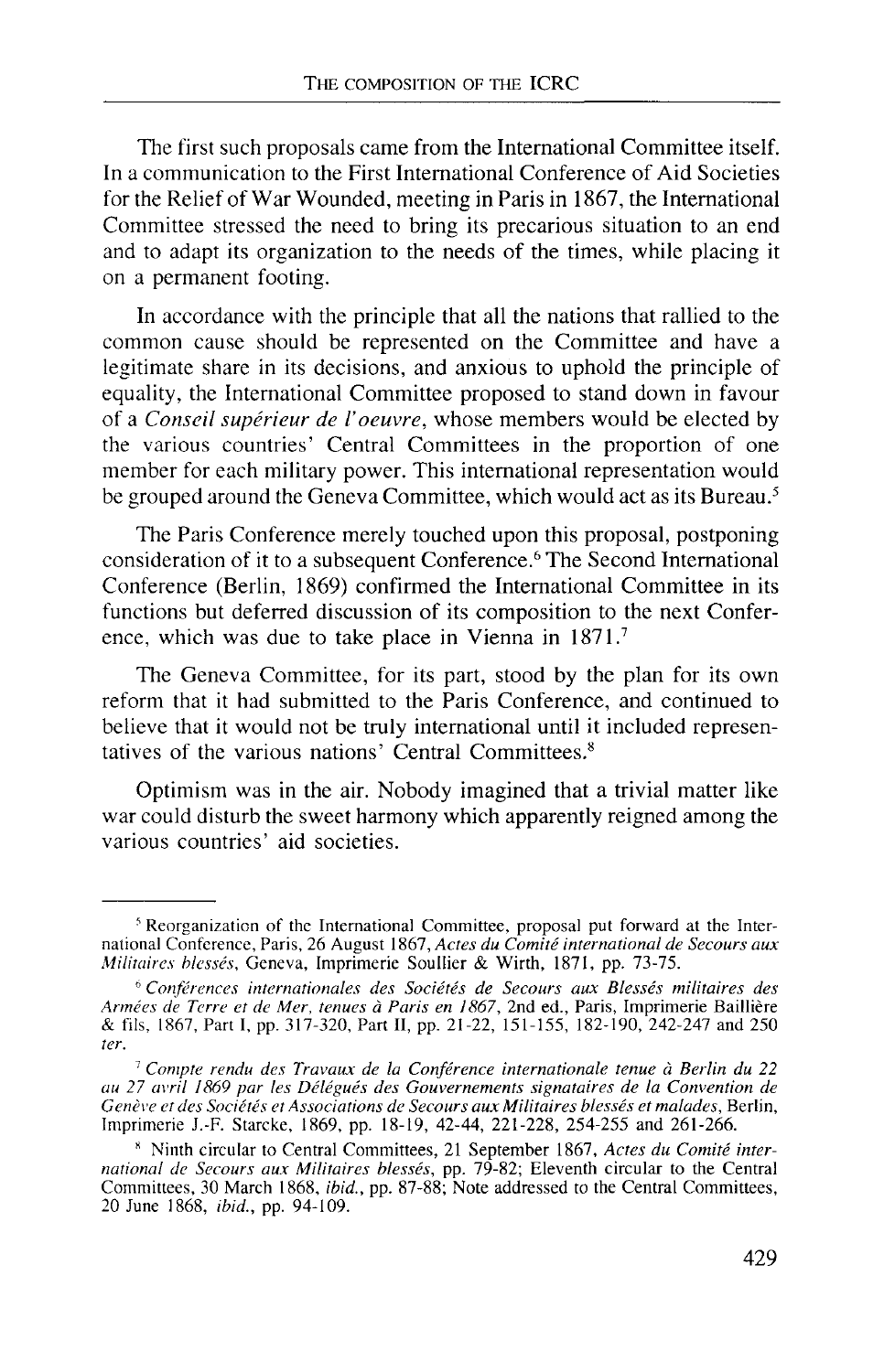The first such proposals came from the International Committee itself. In a communication to the First International Conference of Aid Societies for the Relief of War Wounded, meeting in Paris in 1867, the International Committee stressed the need to bring its precarious situation to an end and to adapt its organization to the needs of the times, while placing it on a permanent footing.

In accordance with the principle that all the nations that rallied to the common cause should be represented on the Committee and have a legitimate share in its decisions, and anxious to uphold the principle of equality, the International Committee proposed to stand down in favour of a *Conseil supérieur de l'oeuvre*, whose members would be elected by the various countries' Central Committees in the proportion of one member for each military power. This international representation would be grouped around the Geneva Committee, which would act as its Bureau.[5]

The Paris Conference merely touched upon this proposal, postponing consideration of it to a subsequent Conference.[6] The Second International Conference (Berlin, 1869) confirmed the International Committee in its functions but deferred discussion of its composition to the next Conference, which was due to take place in Vienna in 1871.[7]

The Geneva Committee, for its part, stood by the plan for its own reform that it had submitted to the Paris Conference, and continued to believe that it would not be truly international until it included representatives of the various nations' Central Committees.[8]

Optimism was in the air. Nobody imagined that a trivial matter like war could disturb the sweet harmony which apparently reigned among the various countries' aid societies.

---

[5] Reorganization of the International Committee, proposal put forward at the International Conference, Paris, 26 August 1867, *Actes du Comité international de Secours aux Militaires blessés*, Geneva, Imprimerie Soullier & Wirth, 1871, pp. 73-75.

[6] *Conférences internationales des Sociétés de Secours aux Blessés militaires des Armées de Terre et de Mer, tenues à Paris en 1867*, 2nd ed., Paris, Imprimerie Baillière & fils, 1867, Part I, pp. 317-320, Part II, pp. 21-22, 151-155, 182-190, 242-247 and 250 *ter*.

[7] *Compte rendu des Travaux de la Conférence internationale tenue à Berlin du 22 au 27 avril 1869 par les Délégués des Gouvernements signataires de la Convention de Genève et des Sociétés et Associations de Secours aux Militaires blessés et malades*, Berlin, Imprimerie J.-F. Starcke, 1869, pp. 18-19, 42-44, 221-228, 254-255 and 261-266.

[8] Ninth circular to Central Committees, 21 September 1867, *Actes du Comité international de Secours aux Militaires blessés*, pp. 79-82; Eleventh circular to the Central Committees, 30 March 1868, *ibid.*, pp. 87-88; Note addressed to the Central Committees, 20 June 1868, *ibid.*, pp. 94-109.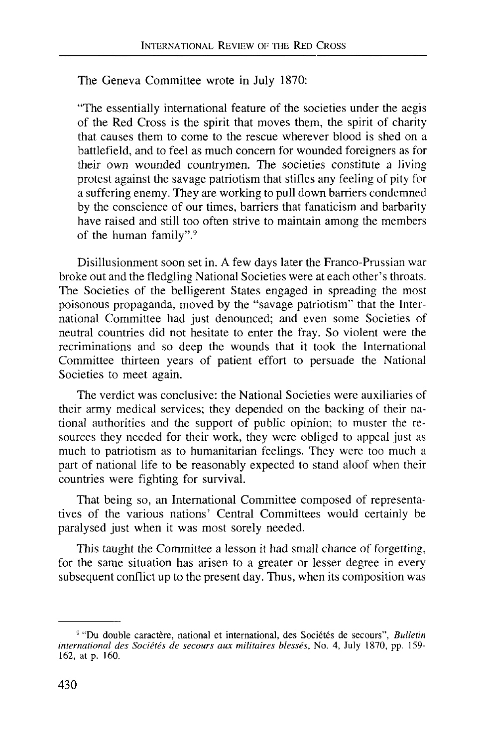The Geneva Committee wrote in July 1870:

> "The essentially international feature of the societies under the aegis of the Red Cross is the spirit that moves them, the spirit of charity that causes them to come to the rescue wherever blood is shed on a battlefield, and to feel as much concern for wounded foreigners as for their own wounded countrymen. The societies constitute a living protest against the savage patriotism that stifles any feeling of pity for a suffering enemy. They are working to pull down barriers condemned by the conscience of our times, barriers that fanaticism and barbarity have raised and still too often strive to maintain among the members of the human family".[9]

Disillusionment soon set in. A few days later the Franco-Prussian war broke out and the fledgling National Societies were at each other's throats. The Societies of the belligerent States engaged in spreading the most poisonous propaganda, moved by the "savage patriotism" that the International Committee had just denounced; and even some Societies of neutral countries did not hesitate to enter the fray. So violent were the recriminations and so deep the wounds that it took the International Committee thirteen years of patient effort to persuade the National Societies to meet again.

The verdict was conclusive: the National Societies were auxiliaries of their army medical services; they depended on the backing of their national authorities and the support of public opinion; to muster the resources they needed for their work, they were obliged to appeal just as much to patriotism as to humanitarian feelings. They were too much a part of national life to be reasonably expected to stand aloof when their countries were fighting for survival.

That being so, an International Committee composed of representatives of the various nations' Central Committees would certainly be paralysed just when it was most sorely needed.

This taught the Committee a lesson it had small chance of forgetting, for the same situation has arisen to a greater or lesser degree in every subsequent conflict up to the present day. Thus, when its composition was

---

[9] "Du double caractère, national et international, des Sociétés de secours", *Bulletin international des Sociétés de secours aux militaires blessés*, No. 4, July 1870, pp. 159-162, at p. 160.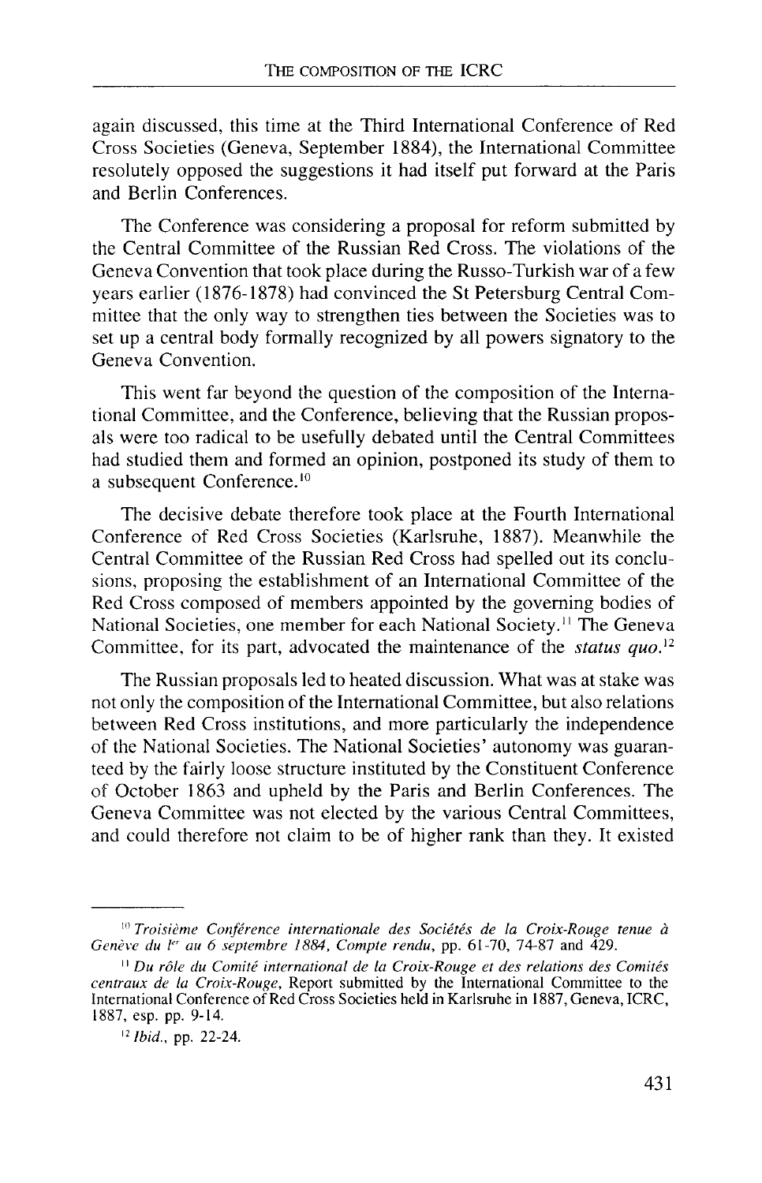again discussed, this time at the Third International Conference of Red Cross Societies (Geneva, September 1884), the International Committee resolutely opposed the suggestions it had itself put forward at the Paris and Berlin Conferences.

The Conference was considering a proposal for reform submitted by the Central Committee of the Russian Red Cross. The violations of the Geneva Convention that took place during the Russo-Turkish war of a few years earlier (1876-1878) had convinced the St Petersburg Central Committee that the only way to strengthen ties between the Societies was to set up a central body formally recognized by all powers signatory to the Geneva Convention.

This went far beyond the question of the composition of the International Committee, and the Conference, believing that the Russian proposals were too radical to be usefully debated until the Central Committees had studied them and formed an opinion, postponed its study of them to a subsequent Conference.[10]

The decisive debate therefore took place at the Fourth International Conference of Red Cross Societies (Karlsruhe, 1887). Meanwhile the Central Committee of the Russian Red Cross had spelled out its conclusions, proposing the establishment of an International Committee of the Red Cross composed of members appointed by the governing bodies of National Societies, one member for each National Society.[11] The Geneva Committee, for its part, advocated the maintenance of the *status quo*.[12]

The Russian proposals led to heated discussion. What was at stake was not only the composition of the International Committee, but also relations between Red Cross institutions, and more particularly the independence of the National Societies. The National Societies' autonomy was guaranteed by the fairly loose structure instituted by the Constituent Conference of October 1863 and upheld by the Paris and Berlin Conferences. The Geneva Committee was not elected by the various Central Committees, and could therefore not claim to be of higher rank than they. It existed

---

[10] *Troisième Conférence internationale des Sociétés de la Croix-Rouge tenue à Genève du 1er au 6 septembre 1884, Compte rendu*, pp. 61-70, 74-87 and 429.

[11] *Du rôle du Comité international de la Croix-Rouge et des relations des Comités centraux de la Croix-Rouge*, Report submitted by the International Committee to the International Conference of Red Cross Societies held in Karlsruhe in 1887, Geneva, ICRC, 1887, esp. pp. 9-14.

[12] *Ibid.*, pp. 22-24.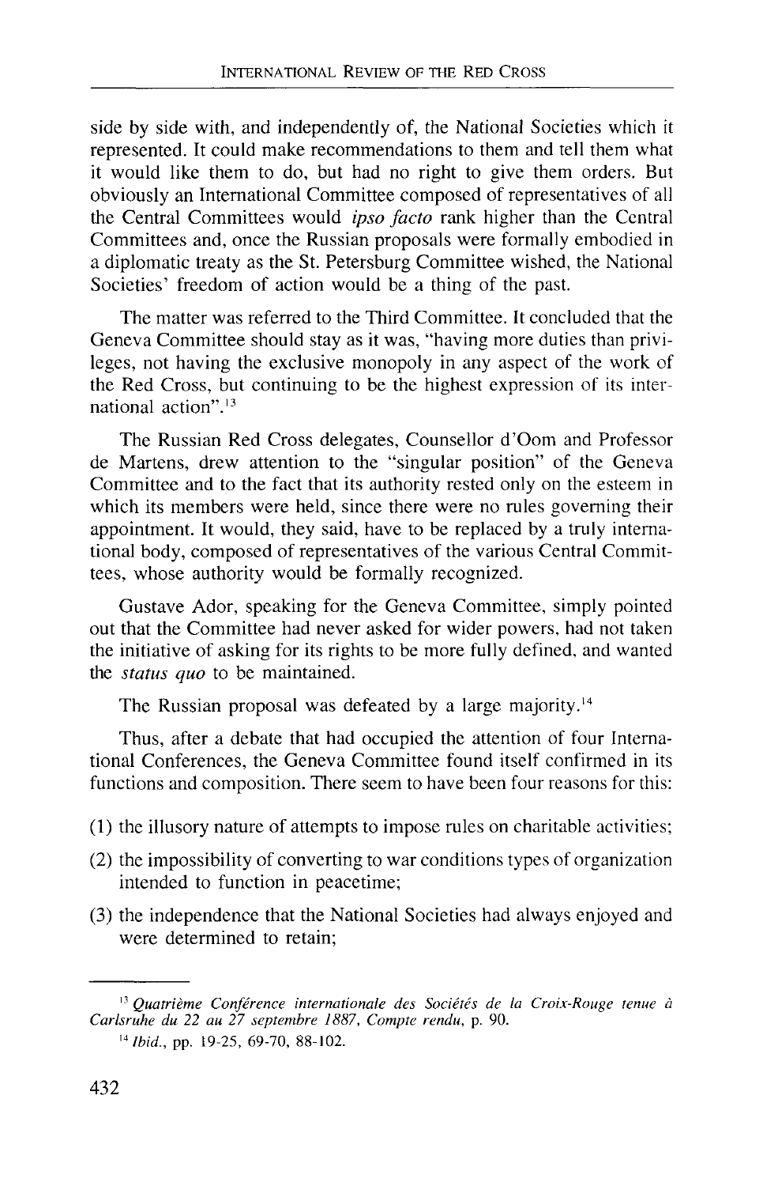side by side with, and independently of, the National Societies which it represented. It could make recommendations to them and tell them what it would like them to do, but had no right to give them orders. But obviously an International Committee composed of representatives of all the Central Committees would *ipso facto* rank higher than the Central Committees and, once the Russian proposals were formally embodied in a diplomatic treaty as the St. Petersburg Committee wished, the National Societies' freedom of action would be a thing of the past.

The matter was referred to the Third Committee. It concluded that the Geneva Committee should stay as it was, "having more duties than privileges, not having the exclusive monopoly in any aspect of the work of the Red Cross, but continuing to be the highest expression of its international action".[13]

The Russian Red Cross delegates, Counsellor d'Oom and Professor de Martens, drew attention to the "singular position" of the Geneva Committee and to the fact that its authority rested only on the esteem in which its members were held, since there were no rules governing their appointment. It would, they said, have to be replaced by a truly international body, composed of representatives of the various Central Committees, whose authority would be formally recognized.

Gustave Ador, speaking for the Geneva Committee, simply pointed out that the Committee had never asked for wider powers, had not taken the initiative of asking for its rights to be more fully defined, and wanted the *status quo* to be maintained.

The Russian proposal was defeated by a large majority.[14]

Thus, after a debate that had occupied the attention of four International Conferences, the Geneva Committee found itself confirmed in its functions and composition. There seem to have been four reasons for this:

(1) the illusory nature of attempts to impose rules on charitable activities;

(2) the impossibility of converting to war conditions types of organization intended to function in peacetime;

(3) the independence that the National Societies had always enjoyed and were determined to retain;

---

[13] *Quatrième Conférence internationale des Sociétés de la Croix-Rouge tenue à Carlsruhe du 22 au 27 septembre 1887, Compte rendu*, p. 90.

[14] *Ibid.*, pp. 19-25, 69-70, 88-102.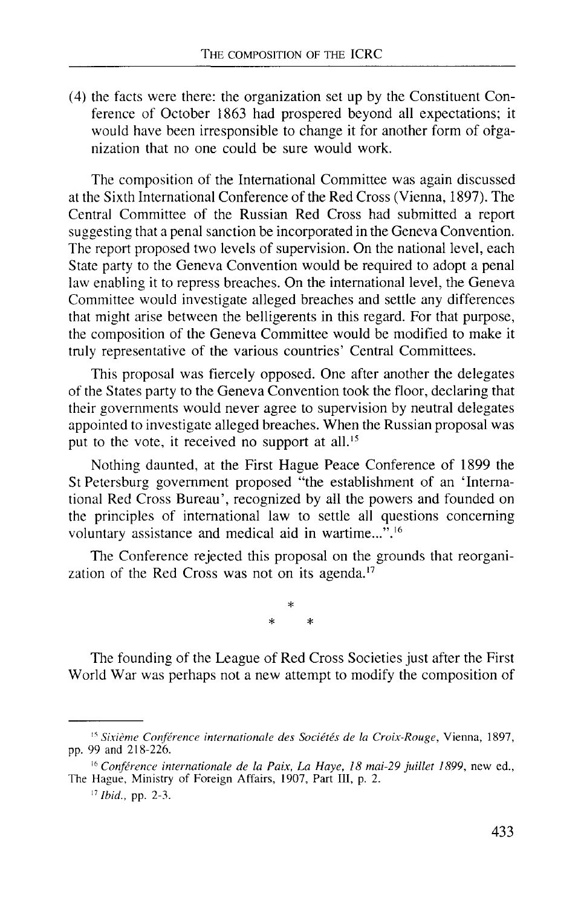(4) the facts were there: the organization set up by the Constituent Conference of October 1863 had prospered beyond all expectations; it would have been irresponsible to change it for another form of organization that no one could be sure would work.

The composition of the International Committee was again discussed at the Sixth International Conference of the Red Cross (Vienna, 1897). The Central Committee of the Russian Red Cross had submitted a report suggesting that a penal sanction be incorporated in the Geneva Convention. The report proposed two levels of supervision. On the national level, each State party to the Geneva Convention would be required to adopt a penal law enabling it to repress breaches. On the international level, the Geneva Committee would investigate alleged breaches and settle any differences that might arise between the belligerents in this regard. For that purpose, the composition of the Geneva Committee would be modified to make it truly representative of the various countries' Central Committees.

This proposal was fiercely opposed. One after another the delegates of the States party to the Geneva Convention took the floor, declaring that their governments would never agree to supervision by neutral delegates appointed to investigate alleged breaches. When the Russian proposal was put to the vote, it received no support at all.[15]

Nothing daunted, at the First Hague Peace Conference of 1899 the St Petersburg government proposed "the establishment of an 'International Red Cross Bureau', recognized by all the powers and founded on the principles of international law to settle all questions concerning voluntary assistance and medical aid in wartime...".[16]

The Conference rejected this proposal on the grounds that reorganization of the Red Cross was not on its agenda.[17]

\*

\* \*

The founding of the League of Red Cross Societies just after the First World War was perhaps not a new attempt to modify the composition of

---

[15] *Sixième Conférence internationale des Sociétés de la Croix-Rouge*, Vienna, 1897, pp. 99 and 218-226.

[16] *Conférence internationale de la Paix, La Haye, 18 mai-29 juillet 1899*, new ed., The Hague, Ministry of Foreign Affairs, 1907, Part III, p. 2.

[17] *Ibid.*, pp. 2-3.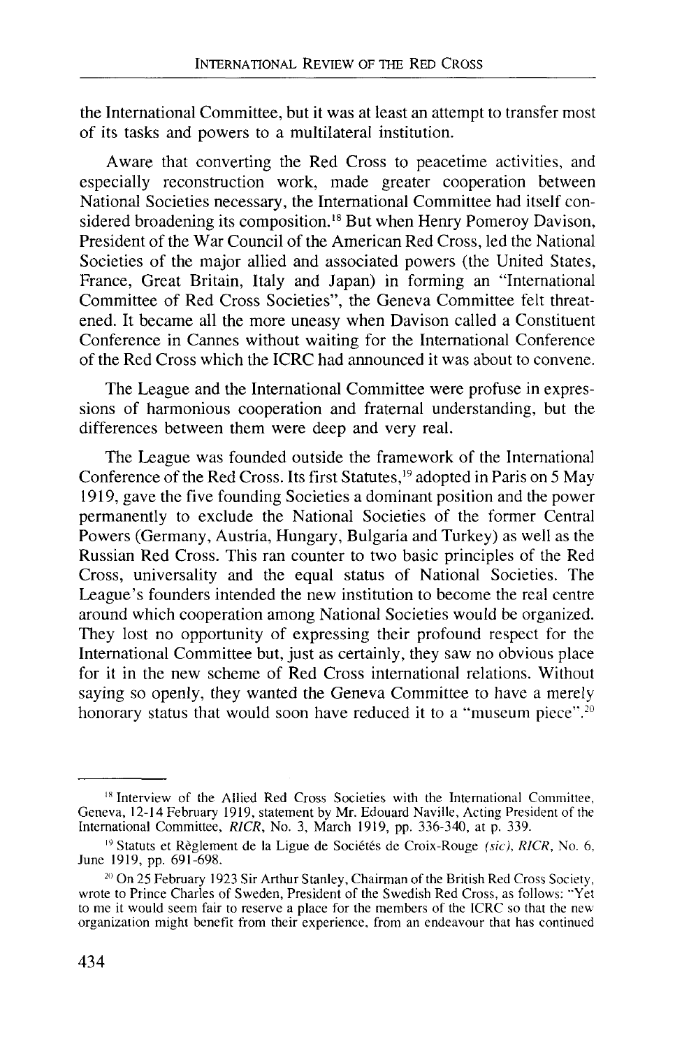the International Committee, but it was at least an attempt to transfer most of its tasks and powers to a multilateral institution.

Aware that converting the Red Cross to peacetime activities, and especially reconstruction work, made greater cooperation between National Societies necessary, the International Committee had itself considered broadening its composition.[18] But when Henry Pomeroy Davison, President of the War Council of the American Red Cross, led the National Societies of the major allied and associated powers (the United States, France, Great Britain, Italy and Japan) in forming an "International Committee of Red Cross Societies", the Geneva Committee felt threatened. It became all the more uneasy when Davison called a Constituent Conference in Cannes without waiting for the International Conference of the Red Cross which the ICRC had announced it was about to convene.

The League and the International Committee were profuse in expressions of harmonious cooperation and fraternal understanding, but the differences between them were deep and very real.

The League was founded outside the framework of the International Conference of the Red Cross. Its first Statutes,[19] adopted in Paris on 5 May 1919, gave the five founding Societies a dominant position and the power permanently to exclude the National Societies of the former Central Powers (Germany, Austria, Hungary, Bulgaria and Turkey) as well as the Russian Red Cross. This ran counter to two basic principles of the Red Cross, universality and the equal status of National Societies. The League's founders intended the new institution to become the real centre around which cooperation among National Societies would be organized. They lost no opportunity of expressing their profound respect for the International Committee but, just as certainly, they saw no obvious place for it in the new scheme of Red Cross international relations. Without saying so openly, they wanted the Geneva Committee to have a merely honorary status that would soon have reduced it to a "museum piece".[20]

---

[18] Interview of the Allied Red Cross Societies with the International Committee, Geneva, 12-14 February 1919, statement by Mr. Edouard Naville, Acting President of the International Committee, *RICR*, No. 3, March 1919, pp. 336-340, at p. 339.

[19] Statuts et Règlement de la Ligue de Sociétés de Croix-Rouge *(sic)*, *RICR*, No. 6, June 1919, pp. 691-698.

[20] On 25 February 1923 Sir Arthur Stanley, Chairman of the British Red Cross Society, wrote to Prince Charles of Sweden, President of the Swedish Red Cross, as follows: "Yet to me it would seem fair to reserve a place for the members of the ICRC so that the new organization might benefit from their experience, from an endeavour that has continued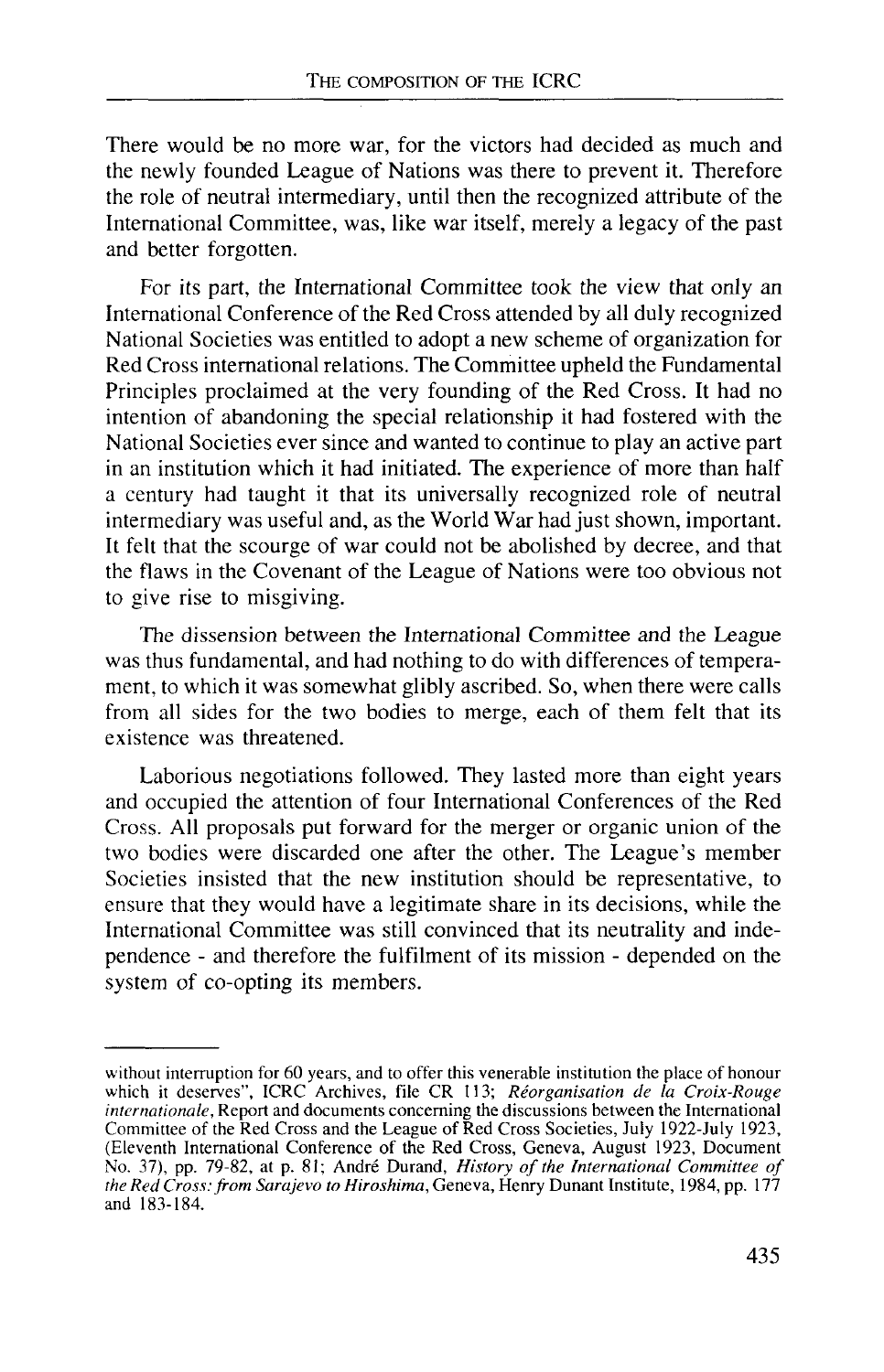There would be no more war, for the victors had decided as much and the newly founded League of Nations was there to prevent it. Therefore the role of neutral intermediary, until then the recognized attribute of the International Committee, was, like war itself, merely a legacy of the past and better forgotten.

For its part, the International Committee took the view that only an International Conference of the Red Cross attended by all duly recognized National Societies was entitled to adopt a new scheme of organization for Red Cross international relations. The Committee upheld the Fundamental Principles proclaimed at the very founding of the Red Cross. It had no intention of abandoning the special relationship it had fostered with the National Societies ever since and wanted to continue to play an active part in an institution which it had initiated. The experience of more than half a century had taught it that its universally recognized role of neutral intermediary was useful and, as the World War had just shown, important. It felt that the scourge of war could not be abolished by decree, and that the flaws in the Covenant of the League of Nations were too obvious not to give rise to misgiving.

The dissension between the International Committee and the League was thus fundamental, and had nothing to do with differences of temperament, to which it was somewhat glibly ascribed. So, when there were calls from all sides for the two bodies to merge, each of them felt that its existence was threatened.

Laborious negotiations followed. They lasted more than eight years and occupied the attention of four International Conferences of the Red Cross. All proposals put forward for the merger or organic union of the two bodies were discarded one after the other. The League's member Societies insisted that the new institution should be representative, to ensure that they would have a legitimate share in its decisions, while the International Committee was still convinced that its neutrality and independence - and therefore the fulfilment of its mission - depended on the system of co-opting its members.

---

without interruption for 60 years, and to offer this venerable institution the place of honour which it deserves", ICRC Archives, file CR 113; *Réorganisation de la Croix-Rouge internationale*, Report and documents concerning the discussions between the International Committee of the Red Cross and the League of Red Cross Societies, July 1922-July 1923, (Eleventh International Conference of the Red Cross, Geneva, August 1923, Document No. 37), pp. 79-82, at p. 81; André Durand, *History of the International Committee of the Red Cross: from Sarajevo to Hiroshima*, Geneva, Henry Dunant Institute, 1984, pp. 177 and 183-184.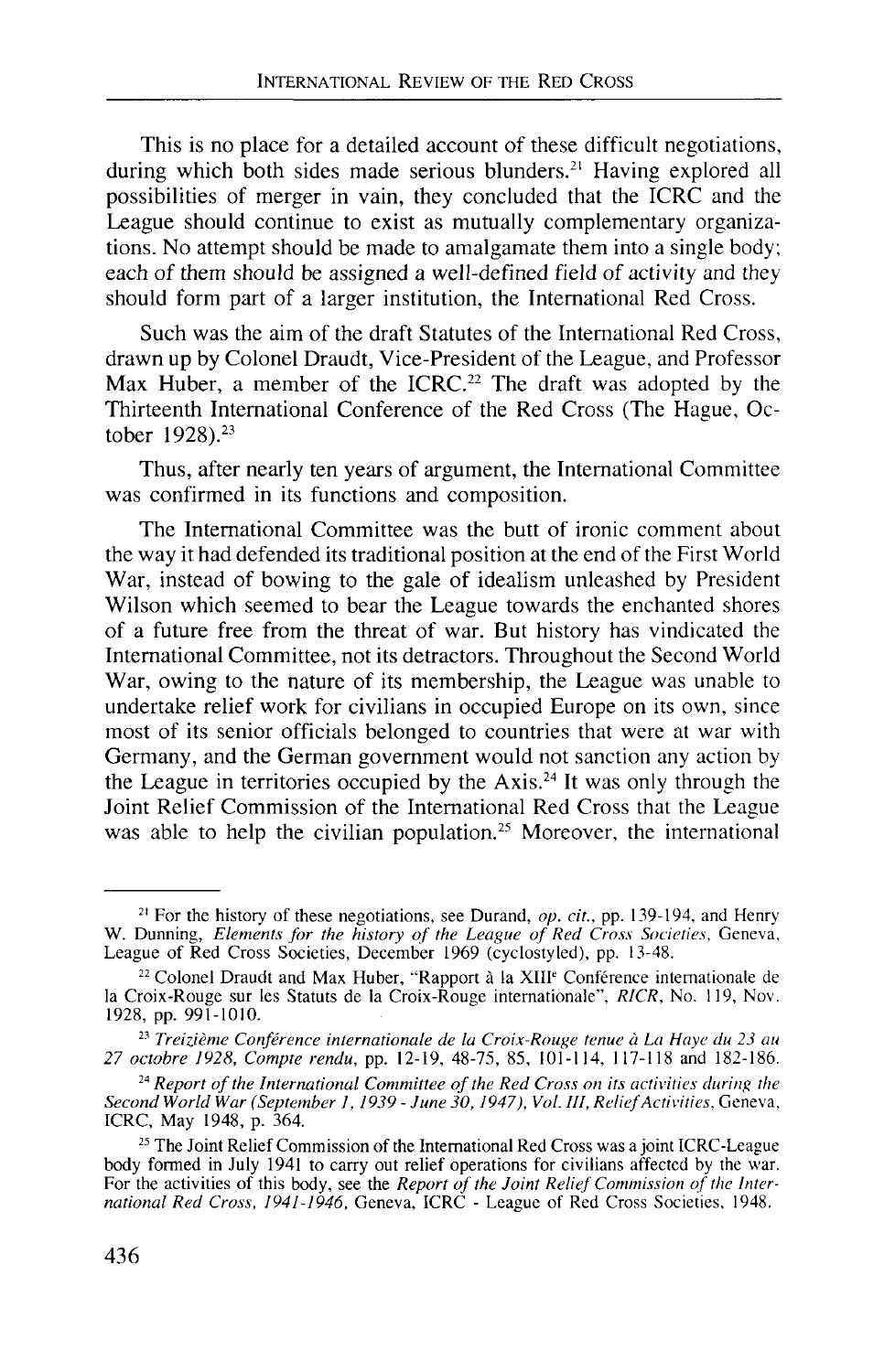This is no place for a detailed account of these difficult negotiations, during which both sides made serious blunders.[21] Having explored all possibilities of merger in vain, they concluded that the ICRC and the League should continue to exist as mutually complementary organizations. No attempt should be made to amalgamate them into a single body; each of them should be assigned a well-defined field of activity and they should form part of a larger institution, the International Red Cross.

Such was the aim of the draft Statutes of the International Red Cross, drawn up by Colonel Draudt, Vice-President of the League, and Professor Max Huber, a member of the ICRC.[22] The draft was adopted by the Thirteenth International Conference of the Red Cross (The Hague, October 1928).[23]

Thus, after nearly ten years of argument, the International Committee was confirmed in its functions and composition.

The International Committee was the butt of ironic comment about the way it had defended its traditional position at the end of the First World War, instead of bowing to the gale of idealism unleashed by President Wilson which seemed to bear the League towards the enchanted shores of a future free from the threat of war. But history has vindicated the International Committee, not its detractors. Throughout the Second World War, owing to the nature of its membership, the League was unable to undertake relief work for civilians in occupied Europe on its own, since most of its senior officials belonged to countries that were at war with Germany, and the German government would not sanction any action by the League in territories occupied by the Axis.[24] It was only through the Joint Relief Commission of the International Red Cross that the League was able to help the civilian population.[25] Moreover, the international

---

[21] For the history of these negotiations, see Durand, *op. cit.*, pp. 139-194, and Henry W. Dunning, *Elements for the history of the League of Red Cross Societies*, Geneva, League of Red Cross Societies, December 1969 (cyclostyled), pp. 13-48.

[22] Colonel Draudt and Max Huber, "Rapport à la XIIIe Conférence internationale de la Croix-Rouge sur les Statuts de la Croix-Rouge internationale", *RICR*, No. 119, Nov. 1928, pp. 991-1010.

[23] *Treizième Conférence internationale de la Croix-Rouge tenue à La Haye du 23 au 27 octobre 1928, Compte rendu*, pp. 12-19, 48-75, 85, 101-114, 117-118 and 182-186.

[24] *Report of the International Committee of the Red Cross on its activities during the Second World War (September 1, 1939 - June 30, 1947), Vol. III, Relief Activities*, Geneva, ICRC, May 1948, p. 364.

[25] The Joint Relief Commission of the International Red Cross was a joint ICRC-League body formed in July 1941 to carry out relief operations for civilians affected by the war. For the activities of this body, see the *Report of the Joint Relief Commission of the International Red Cross, 1941-1946*, Geneva, ICRC - League of Red Cross Societies, 1948.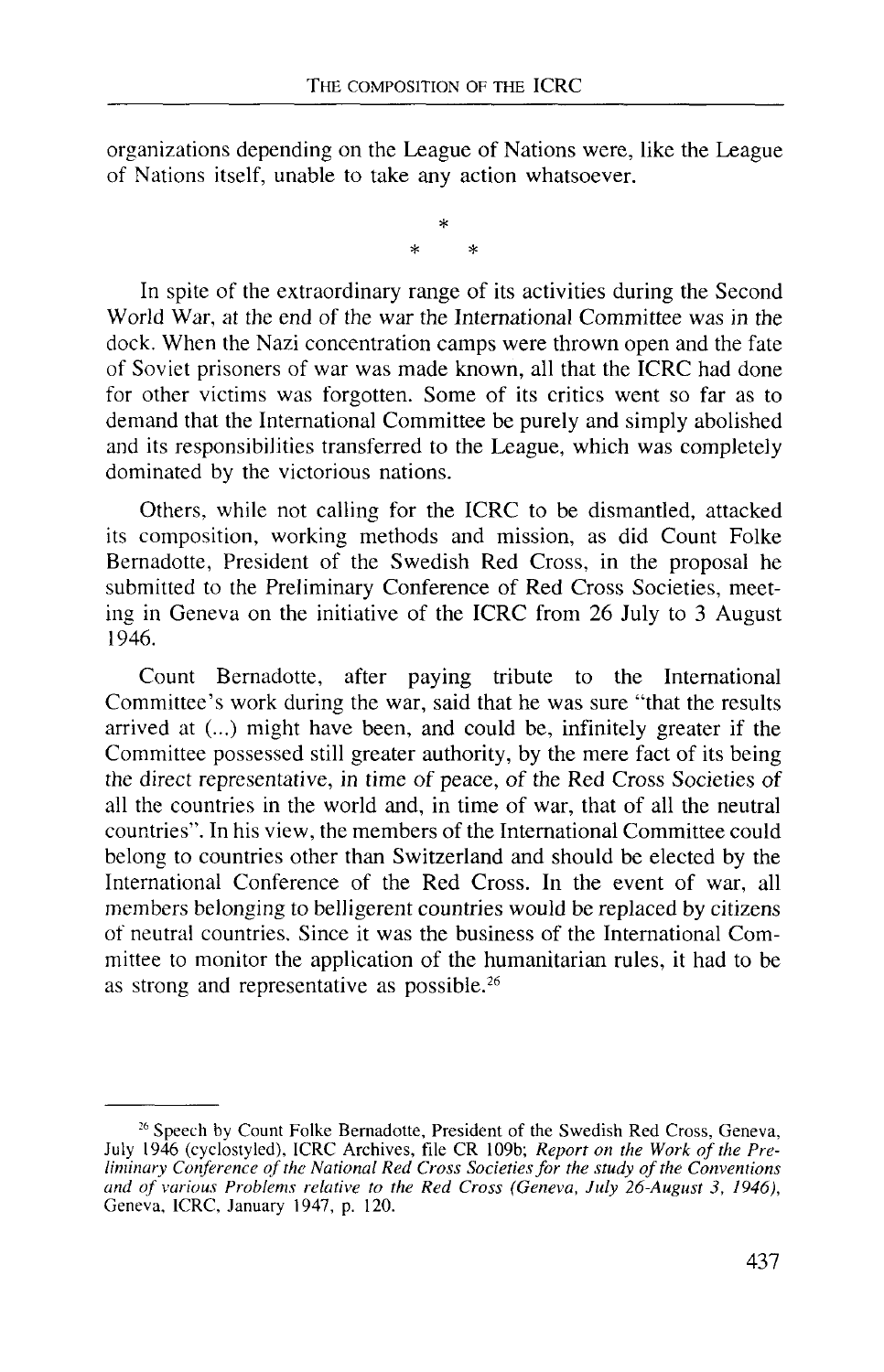organizations depending on the League of Nations were, like the League of Nations itself, unable to take any action whatsoever.

\*

\*   \*

In spite of the extraordinary range of its activities during the Second World War, at the end of the war the International Committee was in the dock. When the Nazi concentration camps were thrown open and the fate of Soviet prisoners of war was made known, all that the ICRC had done for other victims was forgotten. Some of its critics went so far as to demand that the International Committee be purely and simply abolished and its responsibilities transferred to the League, which was completely dominated by the victorious nations.

Others, while not calling for the ICRC to be dismantled, attacked its composition, working methods and mission, as did Count Folke Bernadotte, President of the Swedish Red Cross, in the proposal he submitted to the Preliminary Conference of Red Cross Societies, meeting in Geneva on the initiative of the ICRC from 26 July to 3 August 1946.

Count Bernadotte, after paying tribute to the International Committee's work during the war, said that he was sure "that the results arrived at (...) might have been, and could be, infinitely greater if the Committee possessed still greater authority, by the mere fact of its being the direct representative, in time of peace, of the Red Cross Societies of all the countries in the world and, in time of war, that of all the neutral countries". In his view, the members of the International Committee could belong to countries other than Switzerland and should be elected by the International Conference of the Red Cross. In the event of war, all members belonging to belligerent countries would be replaced by citizens of neutral countries. Since it was the business of the International Committee to monitor the application of the humanitarian rules, it had to be as strong and representative as possible.[26]

---

[26] Speech by Count Folke Bernadotte, President of the Swedish Red Cross, Geneva, July 1946 (cyclostyled), ICRC Archives, file CR 109b; *Report on the Work of the Preliminary Conference of the National Red Cross Societies for the study of the Conventions and of various Problems relative to the Red Cross (Geneva, July 26-August 3, 1946)*, Geneva, ICRC, January 1947, p. 120.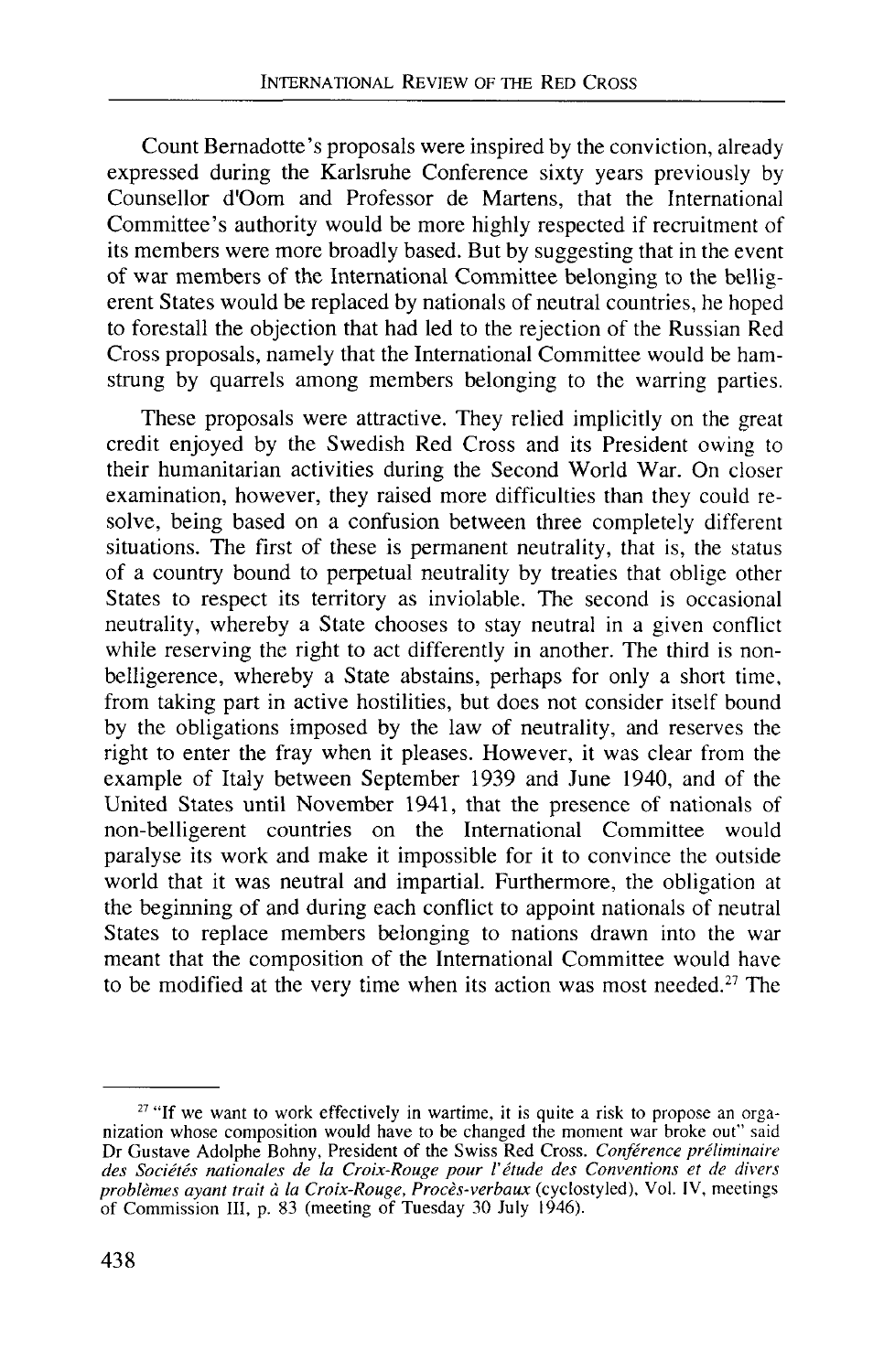Count Bernadotte's proposals were inspired by the conviction, already expressed during the Karlsruhe Conference sixty years previously by Counsellor d'Oom and Professor de Martens, that the International Committee's authority would be more highly respected if recruitment of its members were more broadly based. But by suggesting that in the event of war members of the International Committee belonging to the belligerent States would be replaced by nationals of neutral countries, he hoped to forestall the objection that had led to the rejection of the Russian Red Cross proposals, namely that the International Committee would be hamstrung by quarrels among members belonging to the warring parties.

These proposals were attractive. They relied implicitly on the great credit enjoyed by the Swedish Red Cross and its President owing to their humanitarian activities during the Second World War. On closer examination, however, they raised more difficulties than they could resolve, being based on a confusion between three completely different situations. The first of these is permanent neutrality, that is, the status of a country bound to perpetual neutrality by treaties that oblige other States to respect its territory as inviolable. The second is occasional neutrality, whereby a State chooses to stay neutral in a given conflict while reserving the right to act differently in another. The third is non-belligerence, whereby a State abstains, perhaps for only a short time, from taking part in active hostilities, but does not consider itself bound by the obligations imposed by the law of neutrality, and reserves the right to enter the fray when it pleases. However, it was clear from the example of Italy between September 1939 and June 1940, and of the United States until November 1941, that the presence of nationals of non-belligerent countries on the International Committee would paralyse its work and make it impossible for it to convince the outside world that it was neutral and impartial. Furthermore, the obligation at the beginning of and during each conflict to appoint nationals of neutral States to replace members belonging to nations drawn into the war meant that the composition of the International Committee would have to be modified at the very time when its action was most needed.[27] The

---

[27] "If we want to work effectively in wartime, it is quite a risk to propose an organization whose composition would have to be changed the moment war broke out" said Dr Gustave Adolphe Bohny, President of the Swiss Red Cross. *Conférence préliminaire des Sociétés nationales de la Croix-Rouge pour l'étude des Conventions et de divers problèmes ayant trait à la Croix-Rouge, Procès-verbaux* (cyclostyled), Vol. IV, meetings of Commission III, p. 83 (meeting of Tuesday 30 July 1946).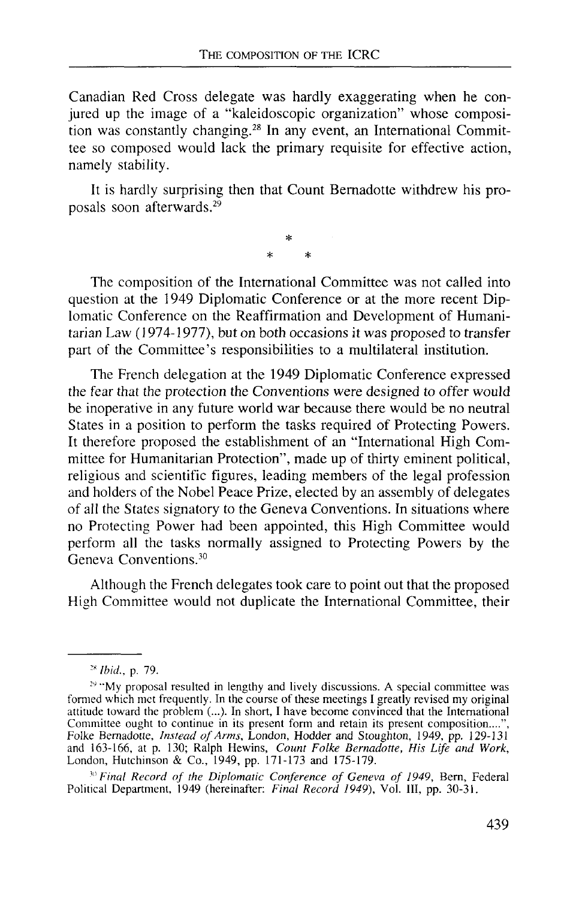Canadian Red Cross delegate was hardly exaggerating when he conjured up the image of a "kaleidoscopic organization" whose composition was constantly changing.[28] In any event, an International Committee so composed would lack the primary requisite for effective action, namely stability.

It is hardly surprising then that Count Bernadotte withdrew his proposals soon afterwards.[29]

\*

\* \*

The composition of the International Committee was not called into question at the 1949 Diplomatic Conference or at the more recent Diplomatic Conference on the Reaffirmation and Development of Humanitarian Law (1974-1977), but on both occasions it was proposed to transfer part of the Committee's responsibilities to a multilateral institution.

The French delegation at the 1949 Diplomatic Conference expressed the fear that the protection the Conventions were designed to offer would be inoperative in any future world war because there would be no neutral States in a position to perform the tasks required of Protecting Powers. It therefore proposed the establishment of an "International High Committee for Humanitarian Protection", made up of thirty eminent political, religious and scientific figures, leading members of the legal profession and holders of the Nobel Peace Prize, elected by an assembly of delegates of all the States signatory to the Geneva Conventions. In situations where no Protecting Power had been appointed, this High Committee would perform all the tasks normally assigned to Protecting Powers by the Geneva Conventions.[30]

Although the French delegates took care to point out that the proposed High Committee would not duplicate the International Committee, their

---

[28] *Ibid.*, p. 79.

[29] "My proposal resulted in lengthy and lively discussions. A special committee was formed which met frequently. In the course of these meetings I greatly revised my original attitude toward the problem (...). In short, I have become convinced that the International Committee ought to continue in its present form and retain its present composition....", Folke Bernadotte, *Instead of Arms*, London, Hodder and Stoughton, 1949, pp. 129-131 and 163-166, at p. 130; Ralph Hewins, *Count Folke Bernadotte, His Life and Work*, London, Hutchinson & Co., 1949, pp. 171-173 and 175-179.

[30] *Final Record of the Diplomatic Conference of Geneva of 1949*, Bern, Federal Political Department, 1949 (hereinafter: *Final Record 1949*), Vol. III, pp. 30-31.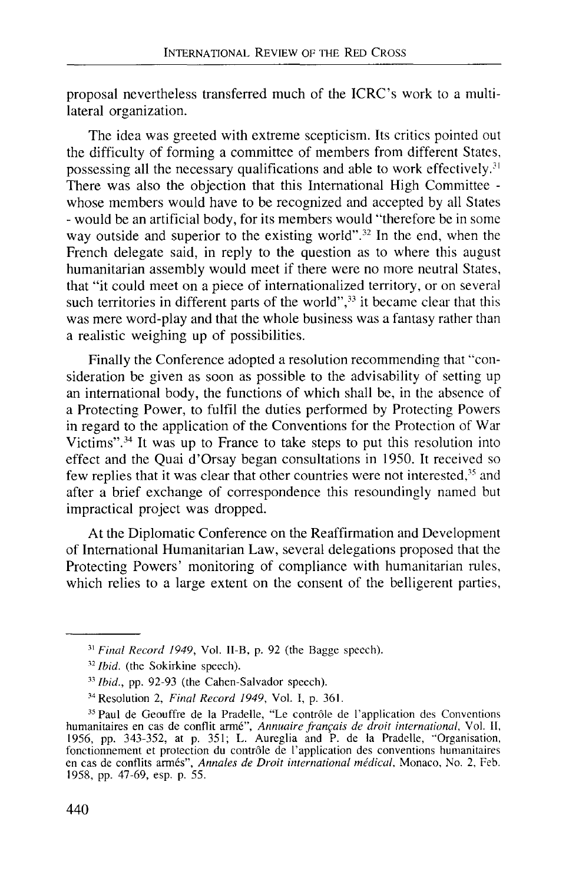proposal nevertheless transferred much of the ICRC's work to a multilateral organization.

The idea was greeted with extreme scepticism. Its critics pointed out the difficulty of forming a committee of members from different States, possessing all the necessary qualifications and able to work effectively.[31] There was also the objection that this International High Committee - whose members would have to be recognized and accepted by all States - would be an artificial body, for its members would "therefore be in some way outside and superior to the existing world".[32] In the end, when the French delegate said, in reply to the question as to where this august humanitarian assembly would meet if there were no more neutral States, that "it could meet on a piece of internationalized territory, or on several such territories in different parts of the world",[33] it became clear that this was mere word-play and that the whole business was a fantasy rather than a realistic weighing up of possibilities.

Finally the Conference adopted a resolution recommending that "consideration be given as soon as possible to the advisability of setting up an international body, the functions of which shall be, in the absence of a Protecting Power, to fulfil the duties performed by Protecting Powers in regard to the application of the Conventions for the Protection of War Victims".[34] It was up to France to take steps to put this resolution into effect and the Quai d'Orsay began consultations in 1950. It received so few replies that it was clear that other countries were not interested,[35] and after a brief exchange of correspondence this resoundingly named but impractical project was dropped.

At the Diplomatic Conference on the Reaffirmation and Development of International Humanitarian Law, several delegations proposed that the Protecting Powers' monitoring of compliance with humanitarian rules, which relies to a large extent on the consent of the belligerent parties,

---

[31] *Final Record 1949*, Vol. II-B, p. 92 (the Bagge speech).

[32] *Ibid.* (the Sokirkine speech).

[33] *Ibid.*, pp. 92-93 (the Cahen-Salvador speech).

[34] Resolution 2, *Final Record 1949*, Vol. I, p. 361.

[35] Paul de Geouffre de la Pradelle, "Le contrôle de l'application des Conventions humanitaires en cas de conflit armé", *Annuaire français de droit international*, Vol. II, 1956, pp. 343-352, at p. 351; L. Aureglia and P. de la Pradelle, "Organisation, fonctionnement et protection du contrôle de l'application des conventions humanitaires en cas de conflits armés", *Annales de Droit international médical*, Monaco, No. 2, Feb. 1958, pp. 47-69, esp. p. 55.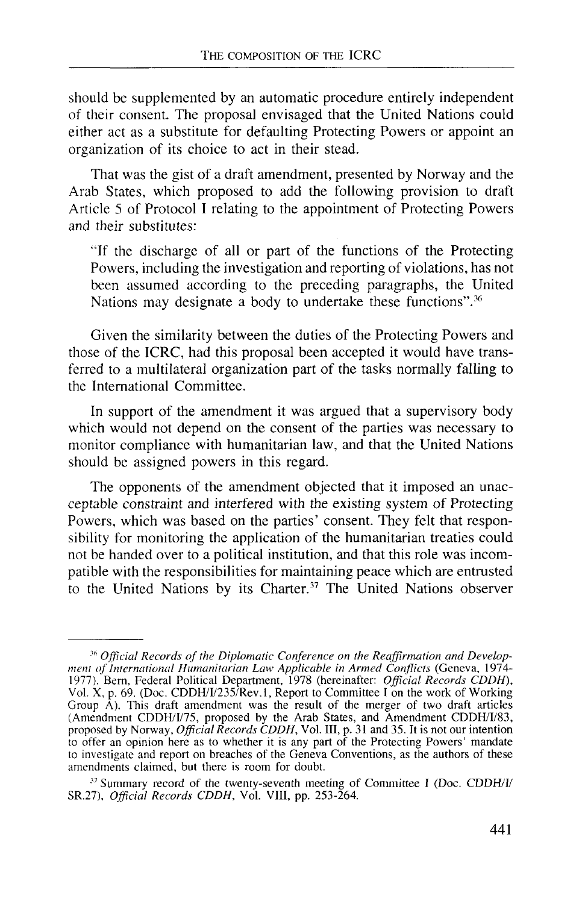should be supplemented by an automatic procedure entirely independent of their consent. The proposal envisaged that the United Nations could either act as a substitute for defaulting Protecting Powers or appoint an organization of its choice to act in their stead.

That was the gist of a draft amendment, presented by Norway and the Arab States, which proposed to add the following provision to draft Article 5 of Protocol I relating to the appointment of Protecting Powers and their substitutes:

"If the discharge of all or part of the functions of the Protecting Powers, including the investigation and reporting of violations, has not been assumed according to the preceding paragraphs, the United Nations may designate a body to undertake these functions".[36]

Given the similarity between the duties of the Protecting Powers and those of the ICRC, had this proposal been accepted it would have transferred to a multilateral organization part of the tasks normally falling to the International Committee.

In support of the amendment it was argued that a supervisory body which would not depend on the consent of the parties was necessary to monitor compliance with humanitarian law, and that the United Nations should be assigned powers in this regard.

The opponents of the amendment objected that it imposed an unacceptable constraint and interfered with the existing system of Protecting Powers, which was based on the parties' consent. They felt that responsibility for monitoring the application of the humanitarian treaties could not be handed over to a political institution, and that this role was incompatible with the responsibilities for maintaining peace which are entrusted to the United Nations by its Charter.[37] The United Nations observer

---

[36] *Official Records of the Diplomatic Conference on the Reaffirmation and Development of International Humanitarian Law Applicable in Armed Conflicts* (Geneva, 1974-1977), Bern, Federal Political Department, 1978 (hereinafter: *Official Records CDDH*), Vol. X, p. 69. (Doc. CDDH/I/235/Rev.1, Report to Committee I on the work of Working Group A). This draft amendment was the result of the merger of two draft articles (Amendment CDDH/I/75, proposed by the Arab States, and Amendment CDDH/I/83, proposed by Norway, *Official Records CDDH*, Vol. III, p. 31 and 35. It is not our intention to offer an opinion here as to whether it is any part of the Protecting Powers' mandate to investigate and report on breaches of the Geneva Conventions, as the authors of these amendments claimed, but there is room for doubt.

[37] Summary record of the twenty-seventh meeting of Committee I (Doc. CDDH/I/SR.27), *Official Records CDDH*, Vol. VIII, pp. 253-264.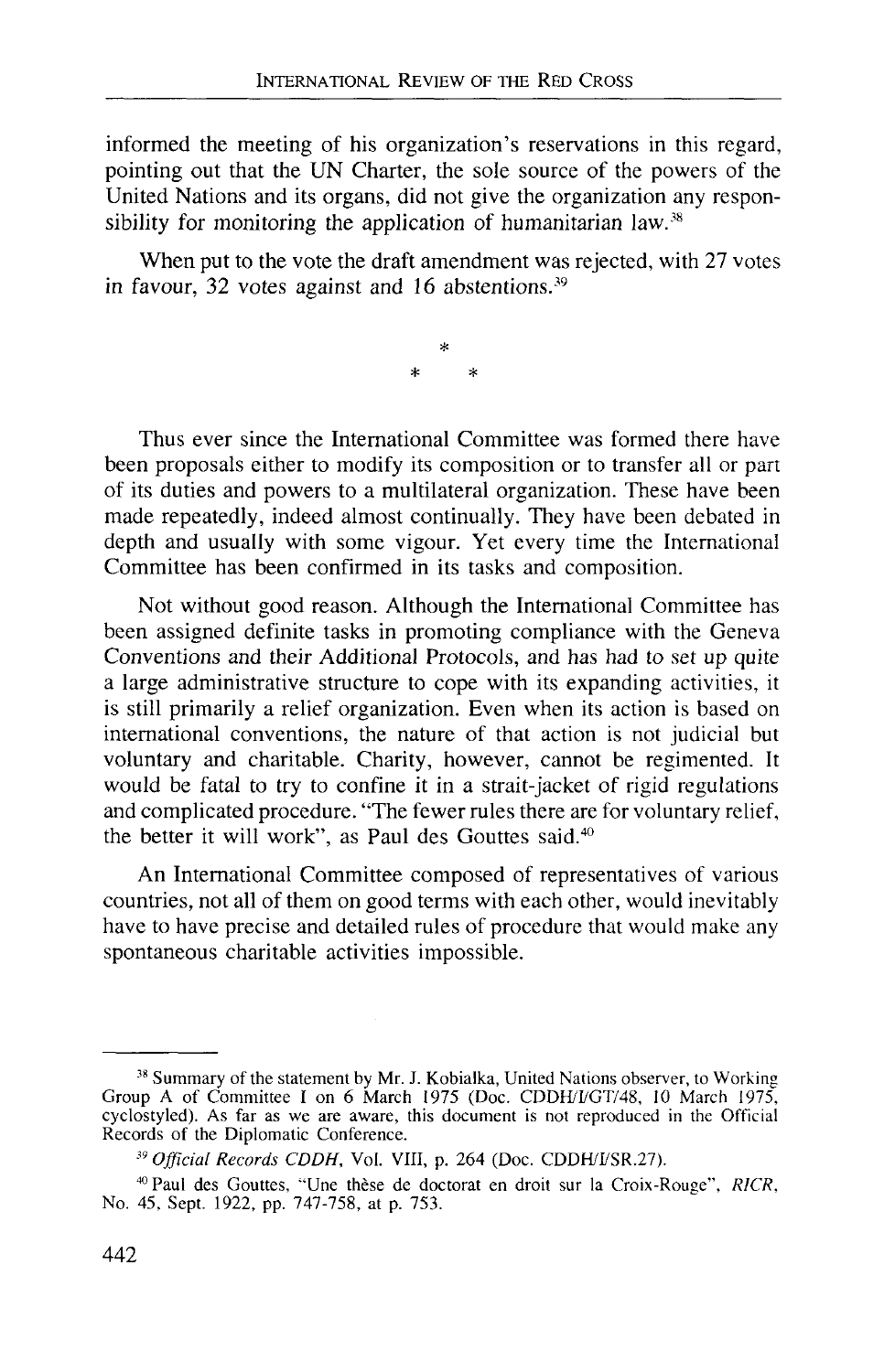informed the meeting of his organization's reservations in this regard, pointing out that the UN Charter, the sole source of the powers of the United Nations and its organs, did not give the organization any responsibility for monitoring the application of humanitarian law.[38]

When put to the vote the draft amendment was rejected, with 27 votes in favour, 32 votes against and 16 abstentions.[39]

\*

\* \*

Thus ever since the International Committee was formed there have been proposals either to modify its composition or to transfer all or part of its duties and powers to a multilateral organization. These have been made repeatedly, indeed almost continually. They have been debated in depth and usually with some vigour. Yet every time the International Committee has been confirmed in its tasks and composition.

Not without good reason. Although the International Committee has been assigned definite tasks in promoting compliance with the Geneva Conventions and their Additional Protocols, and has had to set up quite a large administrative structure to cope with its expanding activities, it is still primarily a relief organization. Even when its action is based on international conventions, the nature of that action is not judicial but voluntary and charitable. Charity, however, cannot be regimented. It would be fatal to try to confine it in a strait-jacket of rigid regulations and complicated procedure. "The fewer rules there are for voluntary relief, the better it will work", as Paul des Gouttes said.[40]

An International Committee composed of representatives of various countries, not all of them on good terms with each other, would inevitably have to have precise and detailed rules of procedure that would make any spontaneous charitable activities impossible.

---

[38] Summary of the statement by Mr. J. Kobialka, United Nations observer, to Working Group A of Committee I on 6 March 1975 (Doc. CDDH/I/GT/48, 10 March 1975, cyclostyled). As far as we are aware, this document is not reproduced in the Official Records of the Diplomatic Conference.

[39] *Official Records CDDH*, Vol. VIII, p. 264 (Doc. CDDH/I/SR.27).

[40] Paul des Gouttes, "Une thèse de doctorat en droit sur la Croix-Rouge", *RICR*, No. 45, Sept. 1922, pp. 747-758, at p. 753.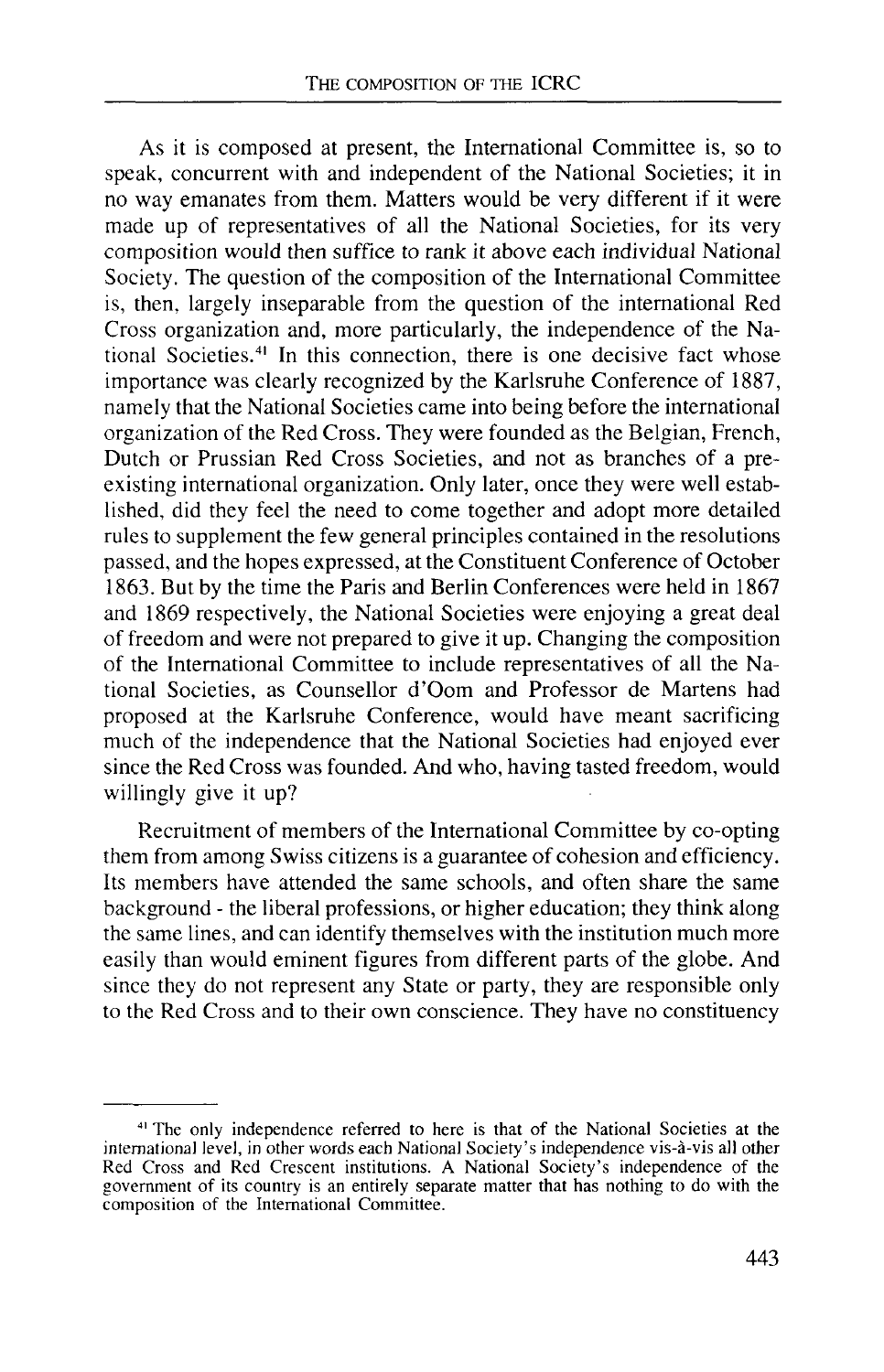As it is composed at present, the International Committee is, so to speak, concurrent with and independent of the National Societies; it in no way emanates from them. Matters would be very different if it were made up of representatives of all the National Societies, for its very composition would then suffice to rank it above each individual National Society. The question of the composition of the International Committee is, then, largely inseparable from the question of the international Red Cross organization and, more particularly, the independence of the National Societies.[41] In this connection, there is one decisive fact whose importance was clearly recognized by the Karlsruhe Conference of 1887, namely that the National Societies came into being before the international organization of the Red Cross. They were founded as the Belgian, French, Dutch or Prussian Red Cross Societies, and not as branches of a pre-existing international organization. Only later, once they were well established, did they feel the need to come together and adopt more detailed rules to supplement the few general principles contained in the resolutions passed, and the hopes expressed, at the Constituent Conference of October 1863. But by the time the Paris and Berlin Conferences were held in 1867 and 1869 respectively, the National Societies were enjoying a great deal of freedom and were not prepared to give it up. Changing the composition of the International Committee to include representatives of all the National Societies, as Counsellor d'Oom and Professor de Martens had proposed at the Karlsruhe Conference, would have meant sacrificing much of the independence that the National Societies had enjoyed ever since the Red Cross was founded. And who, having tasted freedom, would willingly give it up?

Recruitment of members of the International Committee by co-opting them from among Swiss citizens is a guarantee of cohesion and efficiency. Its members have attended the same schools, and often share the same background - the liberal professions, or higher education; they think along the same lines, and can identify themselves with the institution much more easily than would eminent figures from different parts of the globe. And since they do not represent any State or party, they are responsible only to the Red Cross and to their own conscience. They have no constituency

[41] The only independence referred to here is that of the National Societies at the international level, in other words each National Society's independence vis-à-vis all other Red Cross and Red Crescent institutions. A National Society's independence of the government of its country is an entirely separate matter that has nothing to do with the composition of the International Committee.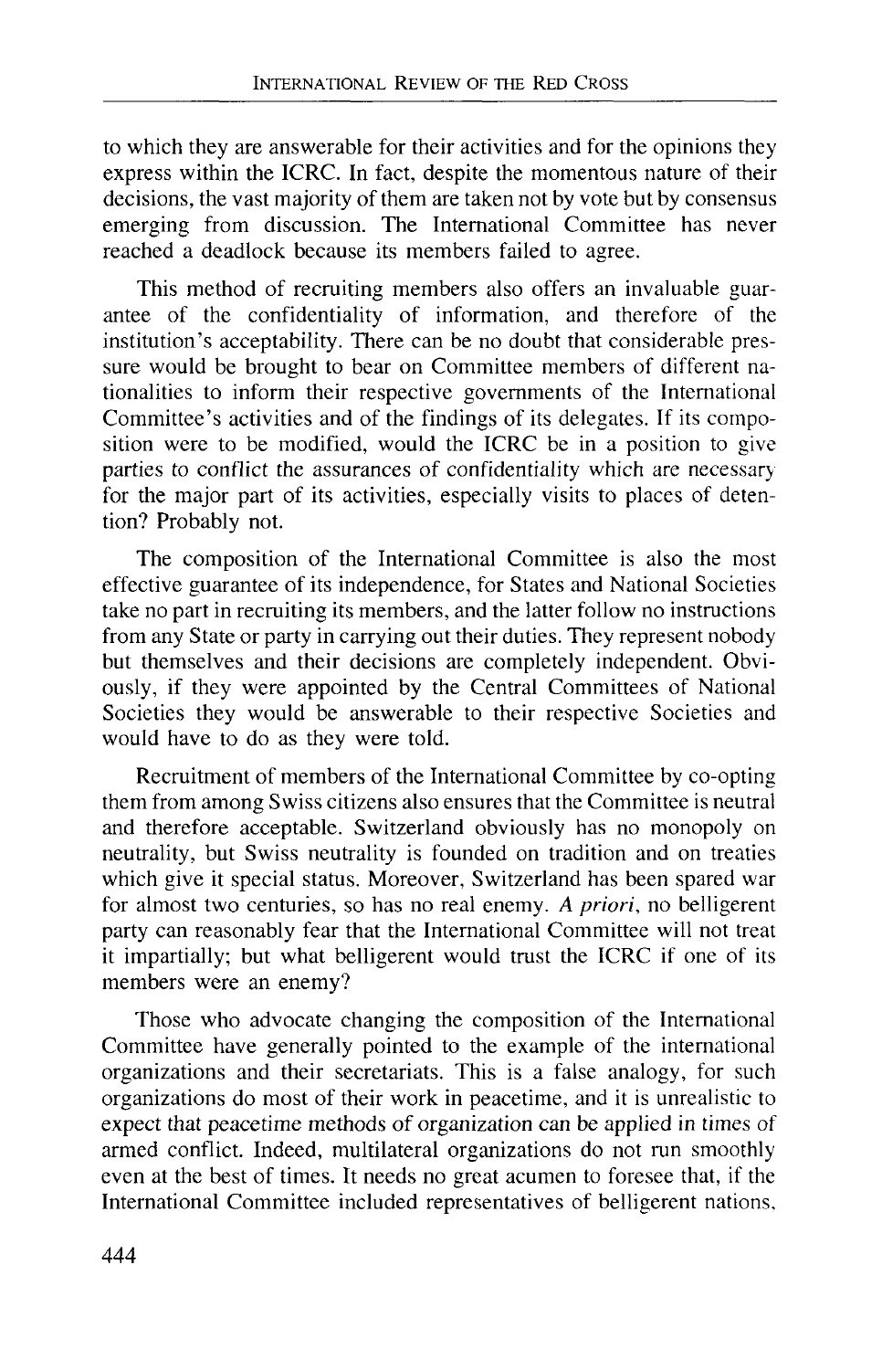to which they are answerable for their activities and for the opinions they express within the ICRC. In fact, despite the momentous nature of their decisions, the vast majority of them are taken not by vote but by consensus emerging from discussion. The International Committee has never reached a deadlock because its members failed to agree.

This method of recruiting members also offers an invaluable guarantee of the confidentiality of information, and therefore of the institution's acceptability. There can be no doubt that considerable pressure would be brought to bear on Committee members of different nationalities to inform their respective governments of the International Committee's activities and of the findings of its delegates. If its composition were to be modified, would the ICRC be in a position to give parties to conflict the assurances of confidentiality which are necessary for the major part of its activities, especially visits to places of detention? Probably not.

The composition of the International Committee is also the most effective guarantee of its independence, for States and National Societies take no part in recruiting its members, and the latter follow no instructions from any State or party in carrying out their duties. They represent nobody but themselves and their decisions are completely independent. Obviously, if they were appointed by the Central Committees of National Societies they would be answerable to their respective Societies and would have to do as they were told.

Recruitment of members of the International Committee by co-opting them from among Swiss citizens also ensures that the Committee is neutral and therefore acceptable. Switzerland obviously has no monopoly on neutrality, but Swiss neutrality is founded on tradition and on treaties which give it special status. Moreover, Switzerland has been spared war for almost two centuries, so has no real enemy. *A priori*, no belligerent party can reasonably fear that the International Committee will not treat it impartially; but what belligerent would trust the ICRC if one of its members were an enemy?

Those who advocate changing the composition of the International Committee have generally pointed to the example of the international organizations and their secretariats. This is a false analogy, for such organizations do most of their work in peacetime, and it is unrealistic to expect that peacetime methods of organization can be applied in times of armed conflict. Indeed, multilateral organizations do not run smoothly even at the best of times. It needs no great acumen to foresee that, if the International Committee included representatives of belligerent nations,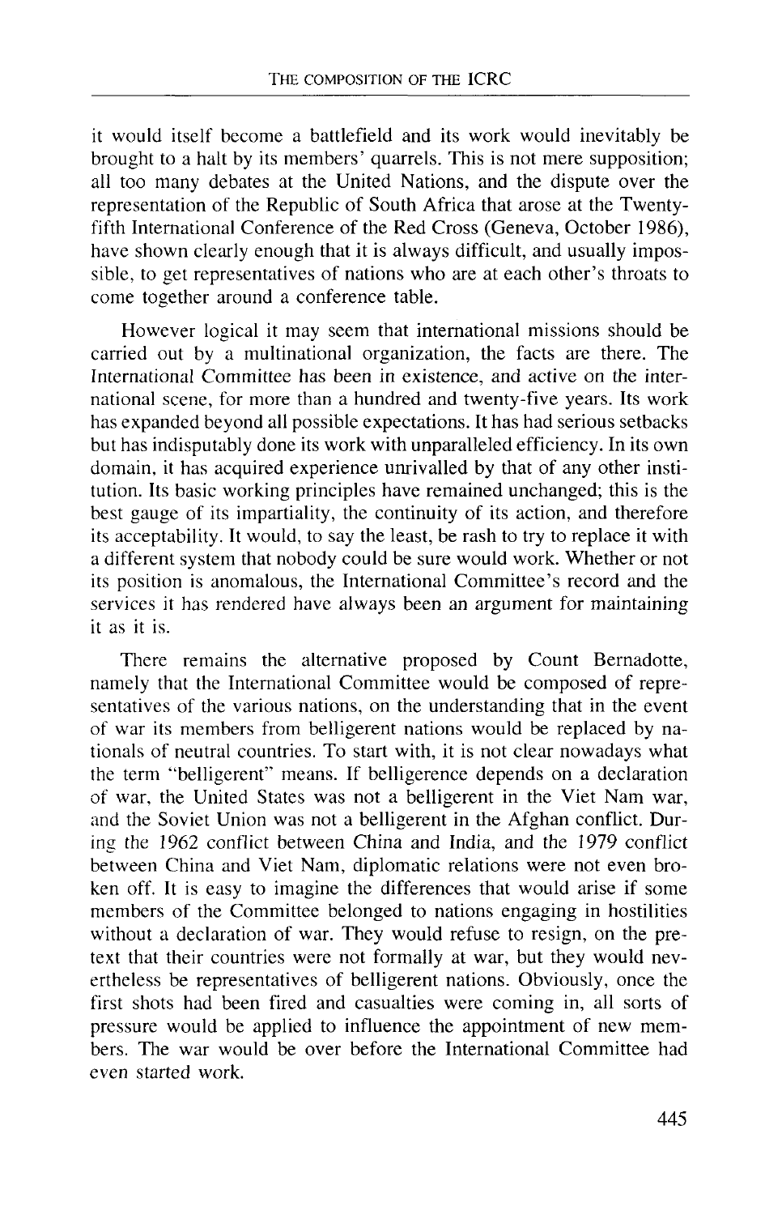it would itself become a battlefield and its work would inevitably be brought to a halt by its members' quarrels. This is not mere supposition; all too many debates at the United Nations, and the dispute over the representation of the Republic of South Africa that arose at the Twenty-fifth International Conference of the Red Cross (Geneva, October 1986), have shown clearly enough that it is always difficult, and usually impossible, to get representatives of nations who are at each other's throats to come together around a conference table.

However logical it may seem that international missions should be carried out by a multinational organization, the facts are there. The International Committee has been in existence, and active on the international scene, for more than a hundred and twenty-five years. Its work has expanded beyond all possible expectations. It has had serious setbacks but has indisputably done its work with unparalleled efficiency. In its own domain, it has acquired experience unrivalled by that of any other institution. Its basic working principles have remained unchanged; this is the best gauge of its impartiality, the continuity of its action, and therefore its acceptability. It would, to say the least, be rash to try to replace it with a different system that nobody could be sure would work. Whether or not its position is anomalous, the International Committee's record and the services it has rendered have always been an argument for maintaining it as it is.

There remains the alternative proposed by Count Bernadotte, namely that the International Committee would be composed of representatives of the various nations, on the understanding that in the event of war its members from belligerent nations would be replaced by nationals of neutral countries. To start with, it is not clear nowadays what the term "belligerent" means. If belligerence depends on a declaration of war, the United States was not a belligerent in the Viet Nam war, and the Soviet Union was not a belligerent in the Afghan conflict. During the 1962 conflict between China and India, and the 1979 conflict between China and Viet Nam, diplomatic relations were not even broken off. It is easy to imagine the differences that would arise if some members of the Committee belonged to nations engaging in hostilities without a declaration of war. They would refuse to resign, on the pretext that their countries were not formally at war, but they would nevertheless be representatives of belligerent nations. Obviously, once the first shots had been fired and casualties were coming in, all sorts of pressure would be applied to influence the appointment of new members. The war would be over before the International Committee had even started work.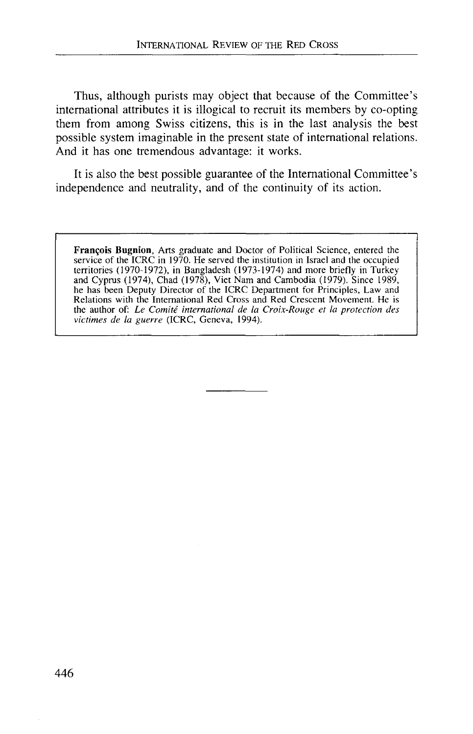Thus, although purists may object that because of the Committee's international attributes it is illogical to recruit its members by co-opting them from among Swiss citizens, this is in the last analysis the best possible system imaginable in the present state of international relations. And it has one tremendous advantage: it works.

It is also the best possible guarantee of the International Committee's independence and neutrality, and of the continuity of its action.

**François Bugnion**, Arts graduate and Doctor of Political Science, entered the service of the ICRC in 1970. He served the institution in Israel and the occupied territories (1970-1972), in Bangladesh (1973-1974) and more briefly in Turkey and Cyprus (1974), Chad (1978), Viet Nam and Cambodia (1979). Since 1989, he has been Deputy Director of the ICRC Department for Principles, Law and Relations with the International Red Cross and Red Crescent Movement. He is the author of: *Le Comité international de la Croix-Rouge et la protection des victimes de la guerre* (ICRC, Geneva, 1994).